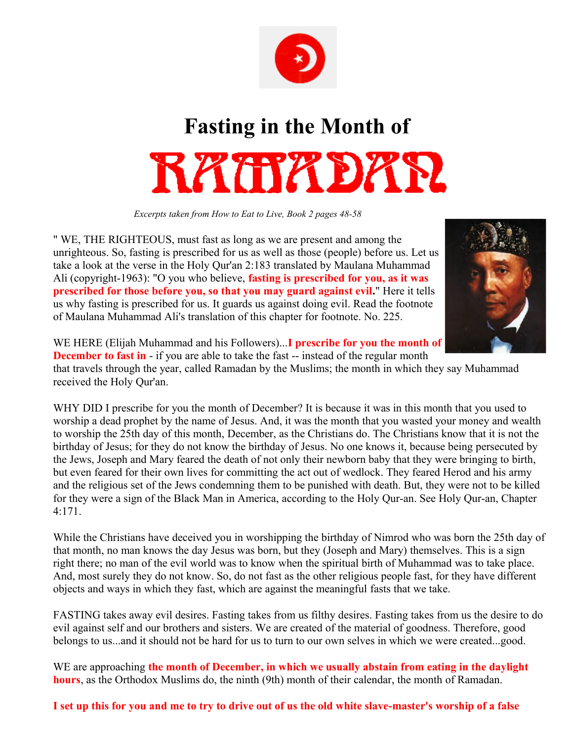# Fasting in the Month of RAMADAN

*Excerpts taken from How to Eat to Live, Book 2 pages 48-58*

" WE, THE RIGHTEOUS, must fast as long as we are present and among the unrighteous. So, fasting is prescribed for us as well as those (people) before us. Let us take a look at the verse in the Holy Qur'an 2:183 translated by Maulana Muhammad Ali (copyright-1963): "O you who believe, **fasting is prescribed for you, as it was prescribed for those before you, so that you may guard against evil**." Here it tells us why fasting is prescribed for us. It guards us against doing evil. Read the footnote of Maulana Muhammad Ali's translation of this chapter for footnote. No. 225.

WE HERE (Elijah Muhammad and his Followers)...**I prescribe for you the month of December to fast in** - if you are able to take the fast -- instead of the regular month that travels through the year, called Ramadan by the Muslims; the month in which they say Muhammad received the Holy Qur'an.

WHY DID I prescribe for you the month of December? It is because it was in this month that you used to worship a dead prophet by the name of Jesus. And, it was the month that you wasted your money and wealth to worship the 25th day of this month, December, as the Christians do. The Christians know that it is not the birthday of Jesus; for they do not know the birthday of Jesus. No one knows it, because being persecuted by the Jews, Joseph and Mary feared the death of not only their newborn baby that they were bringing to birth, but even feared for their own lives for committing the act out of wedlock. They feared Herod and his army and the religious set of the Jews condemning them to be punished with death. But, they were not to be killed for they were a sign of the Black Man in America, according to the Holy Qur-an. See Holy Qur-an, Chapter 4:171.

While the Christians have deceived you in worshipping the birthday of Nimrod who was born the 25th day of that month, no man knows the day Jesus was born, but they (Joseph and Mary) themselves. This is a sign right there; no man of the evil world was to know when the spiritual birth of Muhammad was to take place. And, most surely they do not know. So, do not fast as the other religious people fast, for they have different objects and ways in which they fast, which are against the meaningful fasts that we take.

FASTING takes away evil desires. Fasting takes from us filthy desires. Fasting takes from us the desire to do evil against self and our brothers and sisters. We are created of the material of goodness. Therefore, good belongs to us...and it should not be hard for us to turn to our own selves in which we were created...good.

WE are approaching **the month of December, in which we usually abstain from eating in the daylight hours**, as the Orthodox Muslims do, the ninth (9th) month of their calendar, the month of Ramadan.

**I set up this for you and me to try to drive out of us the old white slave-master's worship of a false**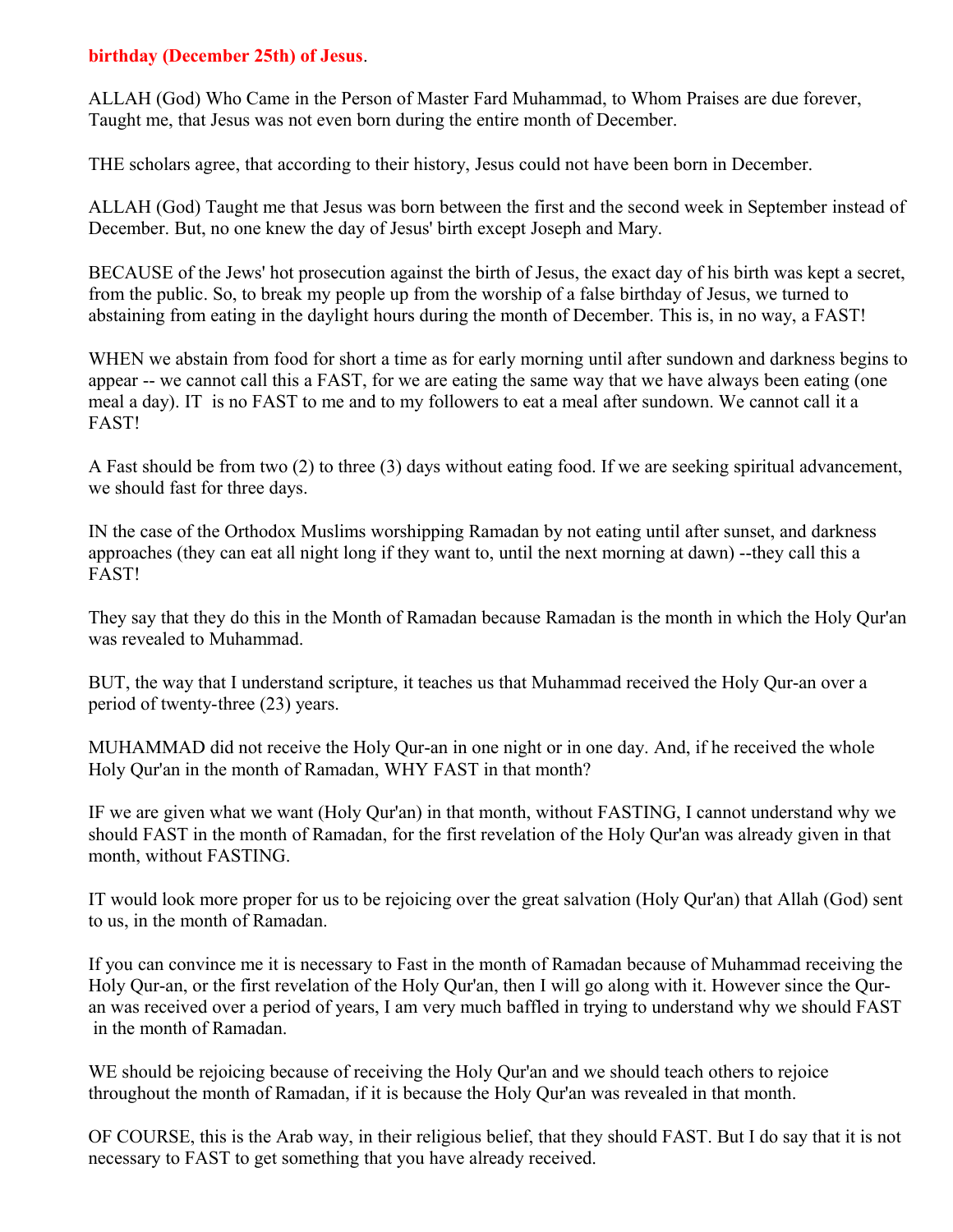**birthday (December 25th) of Jesus**.

ALLAH (God) Who Came in the Person of Master Fard Muhammad, to Whom Praises are due forever, Taught me, that Jesus was not even born during the entire month of December.

THE scholars agree, that according to their history, Jesus could not have been born in December.

ALLAH (God) Taught me that Jesus was born between the first and the second week in September instead of December. But, no one knew the day of Jesus' birth except Joseph and Mary.

BECAUSE of the Jews' hot prosecution against the birth of Jesus, the exact day of his birth was kept a secret, from the public. So, to break my people up from the worship of a false birthday of Jesus, we turned to abstaining from eating in the daylight hours during the month of December. This is, in no way, a FAST!

WHEN we abstain from food for short a time as for early morning until after sundown and darkness begins to appear -- we cannot call this a FAST, for we are eating the same way that we have always been eating (one meal a day). IT is no FAST to me and to my followers to eat a meal after sundown. We cannot call it a FAST!

A Fast should be from two (2) to three (3) days without eating food. If we are seeking spiritual advancement, we should fast for three days.

IN the case of the Orthodox Muslims worshipping Ramadan by not eating until after sunset, and darkness approaches (they can eat all night long if they want to, until the next morning at dawn) --they call this a FAST!

They say that they do this in the Month of Ramadan because Ramadan is the month in which the Holy Qur'an was revealed to Muhammad.

BUT, the way that I understand scripture, it teaches us that Muhammad received the Holy Qur-an over a period of twenty-three (23) years.

MUHAMMAD did not receive the Holy Qur-an in one night or in one day. And, if he received the whole Holy Qur'an in the month of Ramadan, WHY FAST in that month?

IF we are given what we want (Holy Qur'an) in that month, without FASTING, I cannot understand why we should FAST in the month of Ramadan, for the first revelation of the Holy Qur'an was already given in that month, without FASTING.

IT would look more proper for us to be rejoicing over the great salvation (Holy Qur'an) that Allah (God) sent to us, in the month of Ramadan.

If you can convince me it is necessary to Fast in the month of Ramadan because of Muhammad receiving the Holy Qur-an, or the first revelation of the Holy Qur'an, then I will go along with it. However since the Qur-an was received over a period of years, I am very much baffled in trying to understand why we should FAST in the month of Ramadan.

WE should be rejoicing because of receiving the Holy Qur'an and we should teach others to rejoice throughout the month of Ramadan, if it is because the Holy Qur'an was revealed in that month.

OF COURSE, this is the Arab way, in their religious belief, that they should FAST. But I do say that it is not necessary to FAST to get something that you have already received.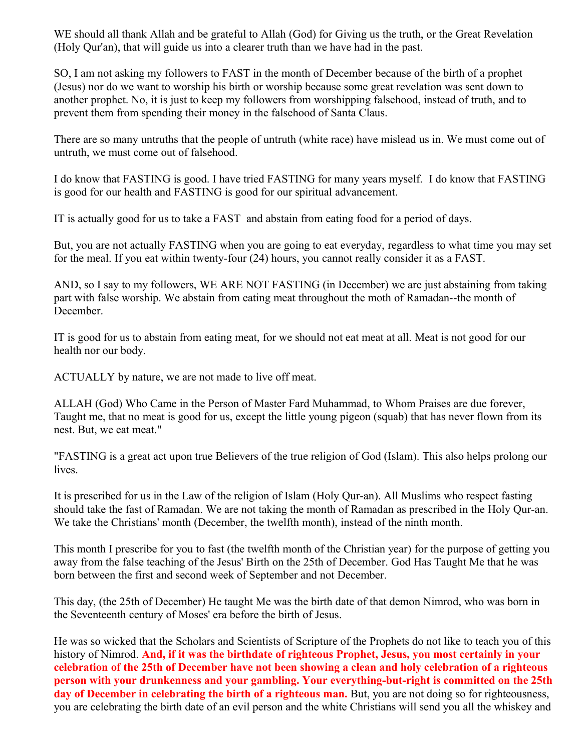WE should all thank Allah and be grateful to Allah (God) for Giving us the truth, or the Great Revelation (Holy Qur'an), that will guide us into a clearer truth than we have had in the past.

SO, I am not asking my followers to FAST in the month of December because of the birth of a prophet (Jesus) nor do we want to worship his birth or worship because some great revelation was sent down to another prophet. No, it is just to keep my followers from worshipping falsehood, instead of truth, and to prevent them from spending their money in the falsehood of Santa Claus.

There are so many untruths that the people of untruth (white race) have mislead us in. We must come out of untruth, we must come out of falsehood.

I do know that FASTING is good. I have tried FASTING for many years myself. I do know that FASTING is good for our health and FASTING is good for our spiritual advancement.

IT is actually good for us to take a FAST and abstain from eating food for a period of days.

But, you are not actually FASTING when you are going to eat everyday, regardless to what time you may set for the meal. If you eat within twenty-four (24) hours, you cannot really consider it as a FAST.

AND, so I say to my followers, WE ARE NOT FASTING (in December) we are just abstaining from taking part with false worship. We abstain from eating meat throughout the moth of Ramadan--the month of December.

IT is good for us to abstain from eating meat, for we should not eat meat at all. Meat is not good for our health nor our body.

ACTUALLY by nature, we are not made to live off meat.

ALLAH (God) Who Came in the Person of Master Fard Muhammad, to Whom Praises are due forever, Taught me, that no meat is good for us, except the little young pigeon (squab) that has never flown from its nest. But, we eat meat."

"FASTING is a great act upon true Believers of the true religion of God (Islam). This also helps prolong our lives.

It is prescribed for us in the Law of the religion of Islam (Holy Qur-an). All Muslims who respect fasting should take the fast of Ramadan. We are not taking the month of Ramadan as prescribed in the Holy Qur-an. We take the Christians' month (December, the twelfth month), instead of the ninth month.

This month I prescribe for you to fast (the twelfth month of the Christian year) for the purpose of getting you away from the false teaching of the Jesus' Birth on the 25th of December. God Has Taught Me that he was born between the first and second week of September and not December.

This day, (the 25th of December) He taught Me was the birth date of that demon Nimrod, who was born in the Seventeenth century of Moses' era before the birth of Jesus.

He was so wicked that the Scholars and Scientists of Scripture of the Prophets do not like to teach you of this history of Nimrod. **And, if it was the birthdate of righteous Prophet, Jesus, you most certainly in your celebration of the 25th of December have not been showing a clean and holy celebration of a righteous person with your drunkenness and your gambling. Your everything-but-right is committed on the 25th day of December in celebrating the birth of a righteous man.** But, you are not doing so for righteousness, you are celebrating the birth date of an evil person and the white Christians will send you all the whiskey and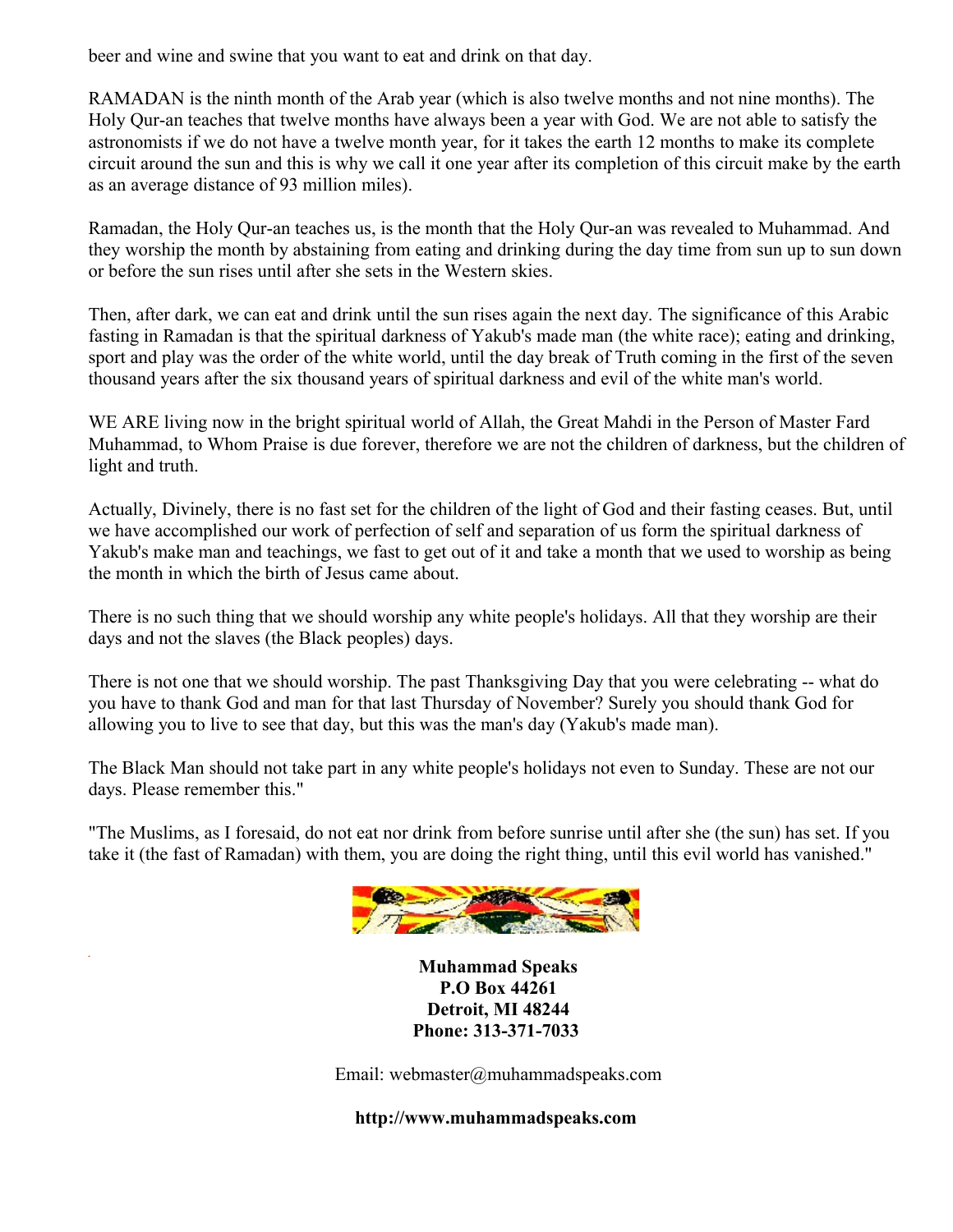beer and wine and swine that you want to eat and drink on that day.

RAMADAN is the ninth month of the Arab year (which is also twelve months and not nine months). The Holy Qur-an teaches that twelve months have always been a year with God. We are not able to satisfy the astronomists if we do not have a twelve month year, for it takes the earth 12 months to make its complete circuit around the sun and this is why we call it one year after its completion of this circuit make by the earth as an average distance of 93 million miles).

Ramadan, the Holy Qur-an teaches us, is the month that the Holy Qur-an was revealed to Muhammad. And they worship the month by abstaining from eating and drinking during the day time from sun up to sun down or before the sun rises until after she sets in the Western skies.

Then, after dark, we can eat and drink until the sun rises again the next day. The significance of this Arabic fasting in Ramadan is that the spiritual darkness of Yakub's made man (the white race); eating and drinking, sport and play was the order of the white world, until the day break of Truth coming in the first of the seven thousand years after the six thousand years of spiritual darkness and evil of the white man's world.

WE ARE living now in the bright spiritual world of Allah, the Great Mahdi in the Person of Master Fard Muhammad, to Whom Praise is due forever, therefore we are not the children of darkness, but the children of light and truth.

Actually, Divinely, there is no fast set for the children of the light of God and their fasting ceases. But, until we have accomplished our work of perfection of self and separation of us form the spiritual darkness of Yakub's make man and teachings, we fast to get out of it and take a month that we used to worship as being the month in which the birth of Jesus came about.

There is no such thing that we should worship any white people's holidays. All that they worship are their days and not the slaves (the Black peoples) days.

There is not one that we should worship. The past Thanksgiving Day that you were celebrating -- what do you have to thank God and man for that last Thursday of November? Surely you should thank God for allowing you to live to see that day, but this was the man's day (Yakub's made man).

The Black Man should not take part in any white people's holidays not even to Sunday. These are not our days. Please remember this."

"The Muslims, as I foresaid, do not eat nor drink from before sunrise until after she (the sun) has set. If you take it (the fast of Ramadan) with them, you are doing the right thing, until this evil world has vanished."

**Muhammad Speaks**
**P.O Box 44261**
**Detroit, MI 48244**
**Phone: 313-371-7033**

Email: webmaster@muhammadspeaks.com

**http://www.muhammadspeaks.com**